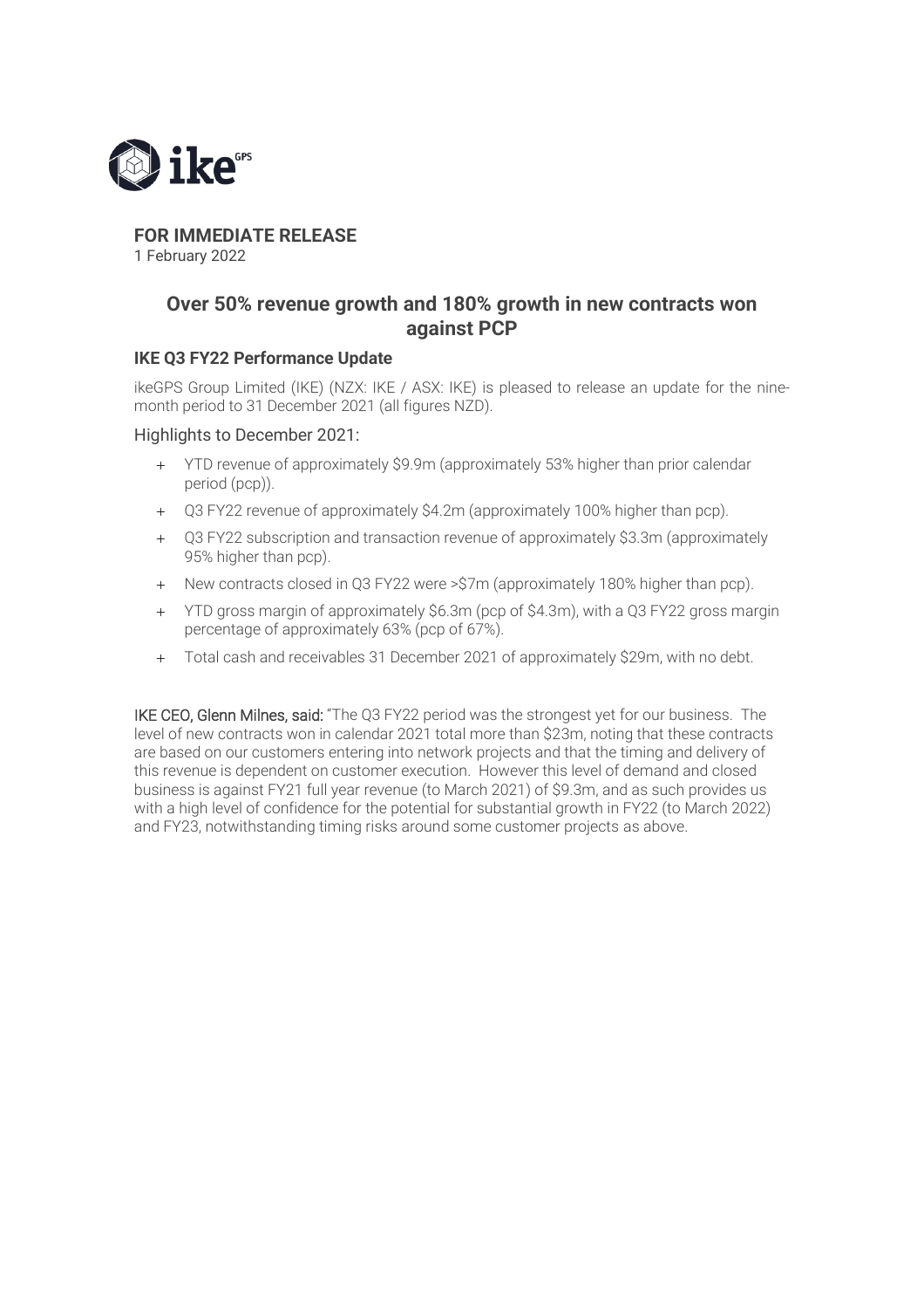**FOR IMMEDIATE RELEASE**

1 February 2022

## Over 50% revenue growth and 180% growth in new contracts won against PCP

### IKE Q3 FY22 Performance Update

ikeGPS Group Limited (IKE) (NZX: IKE / ASX: IKE) is pleased to release an update for the nine-month period to 31 December 2021 (all figures NZD).

#### Highlights to December 2021:

- YTD revenue of approximately $9.9m (approximately 53% higher than prior calendar period (pcp)).
- Q3 FY22 revenue of approximately $4.2m (approximately 100% higher than pcp).
- Q3 FY22 subscription and transaction revenue of approximately $3.3m (approximately 95% higher than pcp).
- New contracts closed in Q3 FY22 were >$7m (approximately 180% higher than pcp).
- YTD gross margin of approximately $6.3m (pcp of $4.3m), with a Q3 FY22 gross margin percentage of approximately 63% (pcp of 67%).
- Total cash and receivables 31 December 2021 of approximately $29m, with no debt.

**IKE CEO, Glenn Milnes, said:** "The Q3 FY22 period was the strongest yet for our business. The level of new contracts won in calendar 2021 total more than $23m, noting that these contracts are based on our customers entering into network projects and that the timing and delivery of this revenue is dependent on customer execution. However this level of demand and closed business is against FY21 full year revenue (to March 2021) of $9.3m, and as such provides us with a high level of confidence for the potential for substantial growth in FY22 (to March 2022) and FY23, notwithstanding timing risks around some customer projects as above.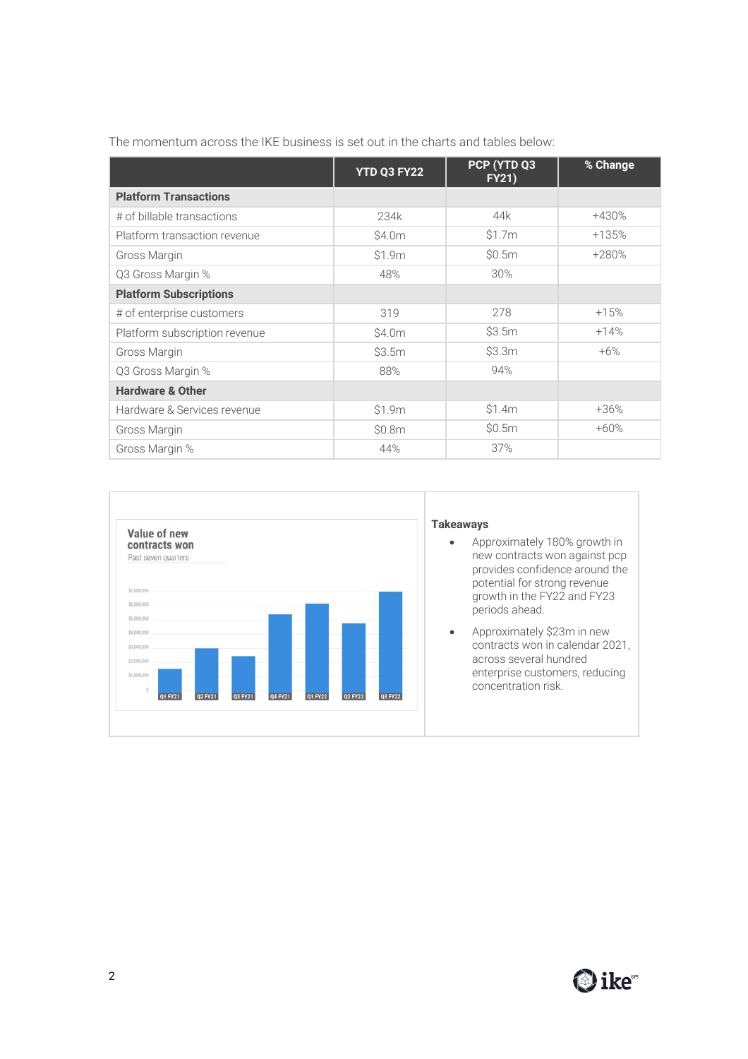The momentum across the IKE business is set out in the charts and tables below:

| | YTD Q3 FY22 | PCP (YTD Q3 FY21) | % Change |
|---|---|---|---|
| **Platform Transactions** | | | |
| # of billable transactions | 234k | 44k | +430% |
| Platform transaction revenue | $4.0m | $1.7m | +135% |
| Gross Margin | $1.9m | $0.5m | +280% |
| Q3 Gross Margin % | 48% | 30% | |
| **Platform Subscriptions** | | | |
| # of enterprise customers | 319 | 278 | +15% |
| Platform subscription revenue | $4.0m | $3.5m | +14% |
| Gross Margin | $3.5m | $3.3m | +6% |
| Q3 Gross Margin % | 88% | 94% | |
| **Hardware & Other** | | | |
| Hardware & Services revenue | $1.9m | $1.4m | +36% |
| Gross Margin | $0.8m | $0.5m | +60% |
| Gross Margin % | 44% | 37% | |

**Value of new contracts won**

Past seven quarters

**Takeaways**

- Approximately 180% growth in new contracts won against pcp provides confidence around the potential for strong revenue growth in the FY22 and FY23 periods ahead.
- Approximately $23m in new contracts won in calendar 2021, across several hundred enterprise customers, reducing concentration risk.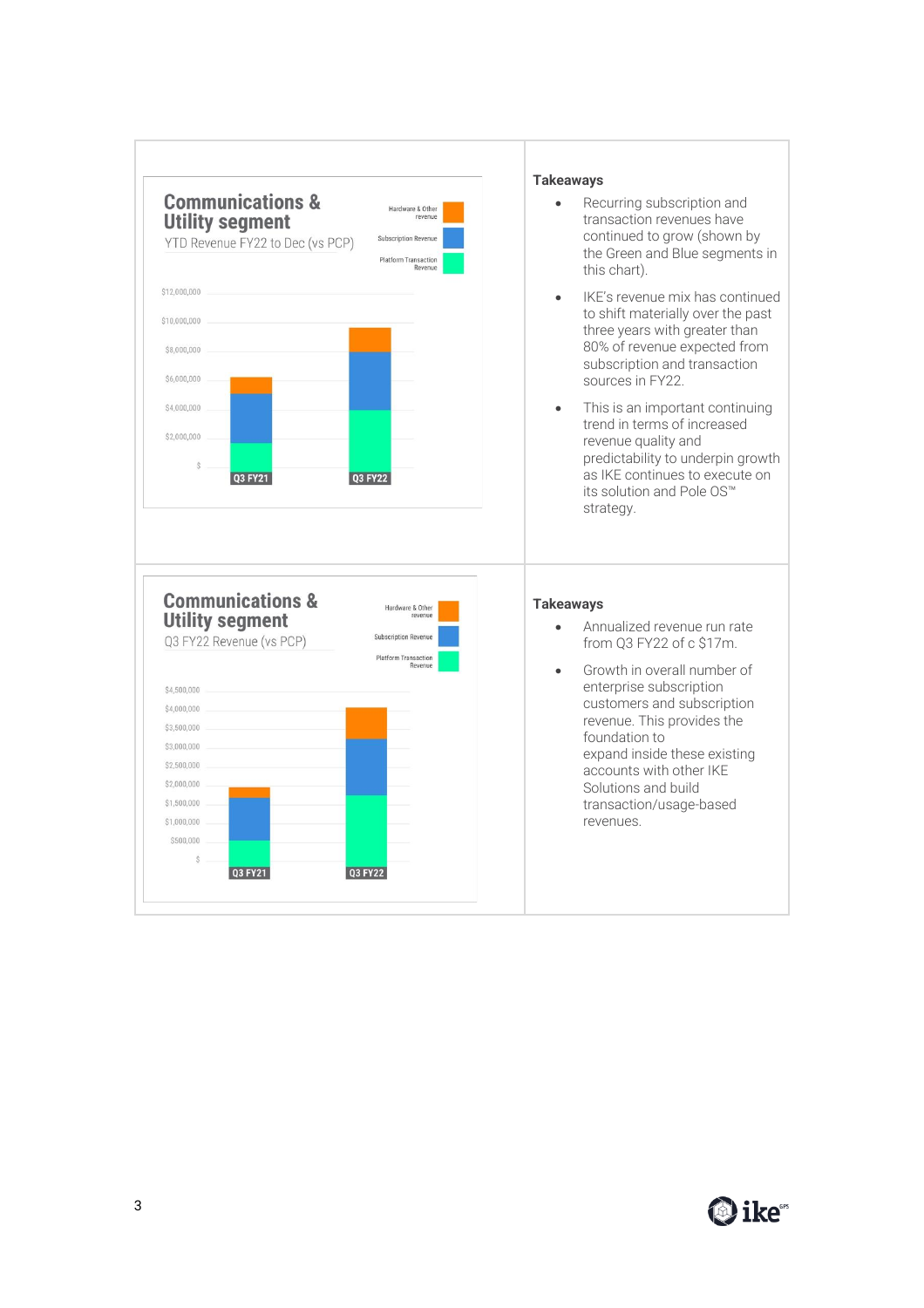## Communications & Utility segment

YTD Revenue FY22 to Dec (vs PCP)

Hardware & Other revenue

Subscription Revenue

Platform Transaction Revenue

$12,000,000

$10,000,000

$8,000,000

$6,000,000

$4,000,000

$2,000,000

$

Q3 FY21

Q3 FY22

**Takeaways**

- Recurring subscription and transaction revenues have continued to grow (shown by the Green and Blue segments in this chart).
- IKE's revenue mix has continued to shift materially over the past three years with greater than 80% of revenue expected from subscription and transaction sources in FY22.
- This is an important continuing trend in terms of increased revenue quality and predictability to underpin growth as IKE continues to execute on its solution and Pole OS™ strategy.

## Communications & Utility segment

Q3 FY22 Revenue (vs PCP)

Hardware & Other revenue

Subscription Revenue

Platform Transaction Revenue

$4,500,000

$4,000,000

$3,500,000

$3,000,000

$2,500,000

$2,000,000

$1,500,000

$1,000,000

$500,000

$

Q3 FY21

Q3 FY22

**Takeaways**

- Annualized revenue run rate from Q3 FY22 of c $17m.
- Growth in overall number of enterprise subscription customers and subscription revenue. This provides the foundation to expand inside these existing accounts with other IKE Solutions and build transaction/usage-based revenues.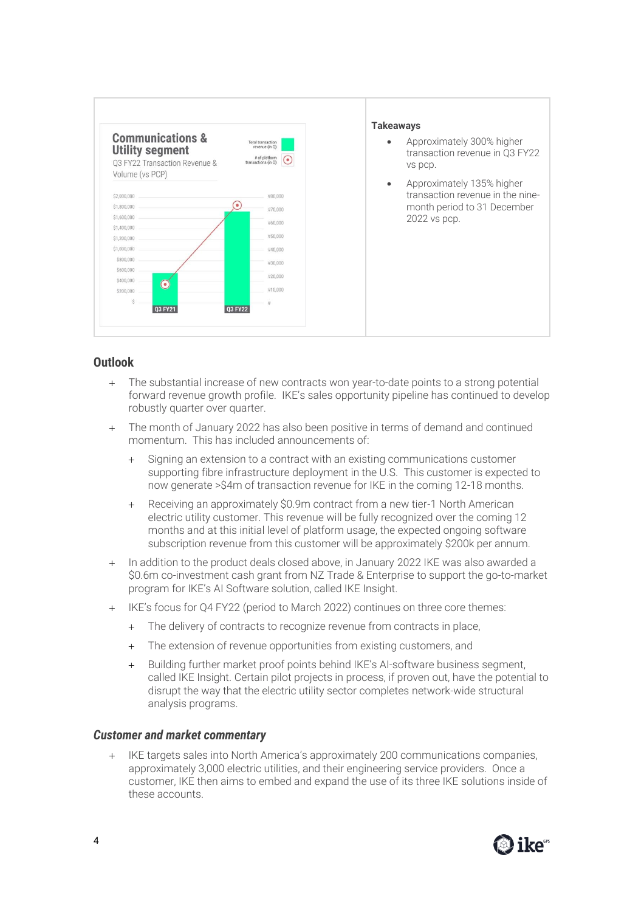**Communications & Utility segment**

Q3 FY22 Transaction Revenue & Volume (vs PCP)

Total transaction revenue (in Q)

# of platform transactions (in Q)

$2,000,000
$1,800,000
$1,600,000
$1,400,000
$1,200,000
$1,000,000
$800,000
$600,000
$400,000
$200,000
$

#80,000
#70,000
#60,000
#50,000
#40,000
#30,000
#20,000
#10,000
#

Q3 FY21 | Q3 FY22

**Takeaways**

- Approximately 300% higher transaction revenue in Q3 FY22 vs pcp.
- Approximately 135% higher transaction revenue in the nine-month period to 31 December 2022 vs pcp.

## Outlook

- The substantial increase of new contracts won year-to-date points to a strong potential forward revenue growth profile. IKE's sales opportunity pipeline has continued to develop robustly quarter over quarter.
- The month of January 2022 has also been positive in terms of demand and continued momentum. This has included announcements of:
  - Signing an extension to a contract with an existing communications customer supporting fibre infrastructure deployment in the U.S. This customer is expected to now generate >$4m of transaction revenue for IKE in the coming 12-18 months.
  - Receiving an approximately $0.9m contract from a new tier-1 North American electric utility customer. This revenue will be fully recognized over the coming 12 months and at this initial level of platform usage, the expected ongoing software subscription revenue from this customer will be approximately $200k per annum.
- In addition to the product deals closed above, in January 2022 IKE was also awarded a $0.6m co-investment cash grant from NZ Trade & Enterprise to support the go-to-market program for IKE's AI Software solution, called IKE Insight.
- IKE's focus for Q4 FY22 (period to March 2022) continues on three core themes:
  - The delivery of contracts to recognize revenue from contracts in place,
  - The extension of revenue opportunities from existing customers, and
  - Building further market proof points behind IKE's AI-software business segment, called IKE Insight. Certain pilot projects in process, if proven out, have the potential to disrupt the way that the electric utility sector completes network-wide structural analysis programs.

### *Customer and market commentary*

- IKE targets sales into North America's approximately 200 communications companies, approximately 3,000 electric utilities, and their engineering service providers. Once a customer, IKE then aims to embed and expand the use of its three IKE solutions inside of these accounts.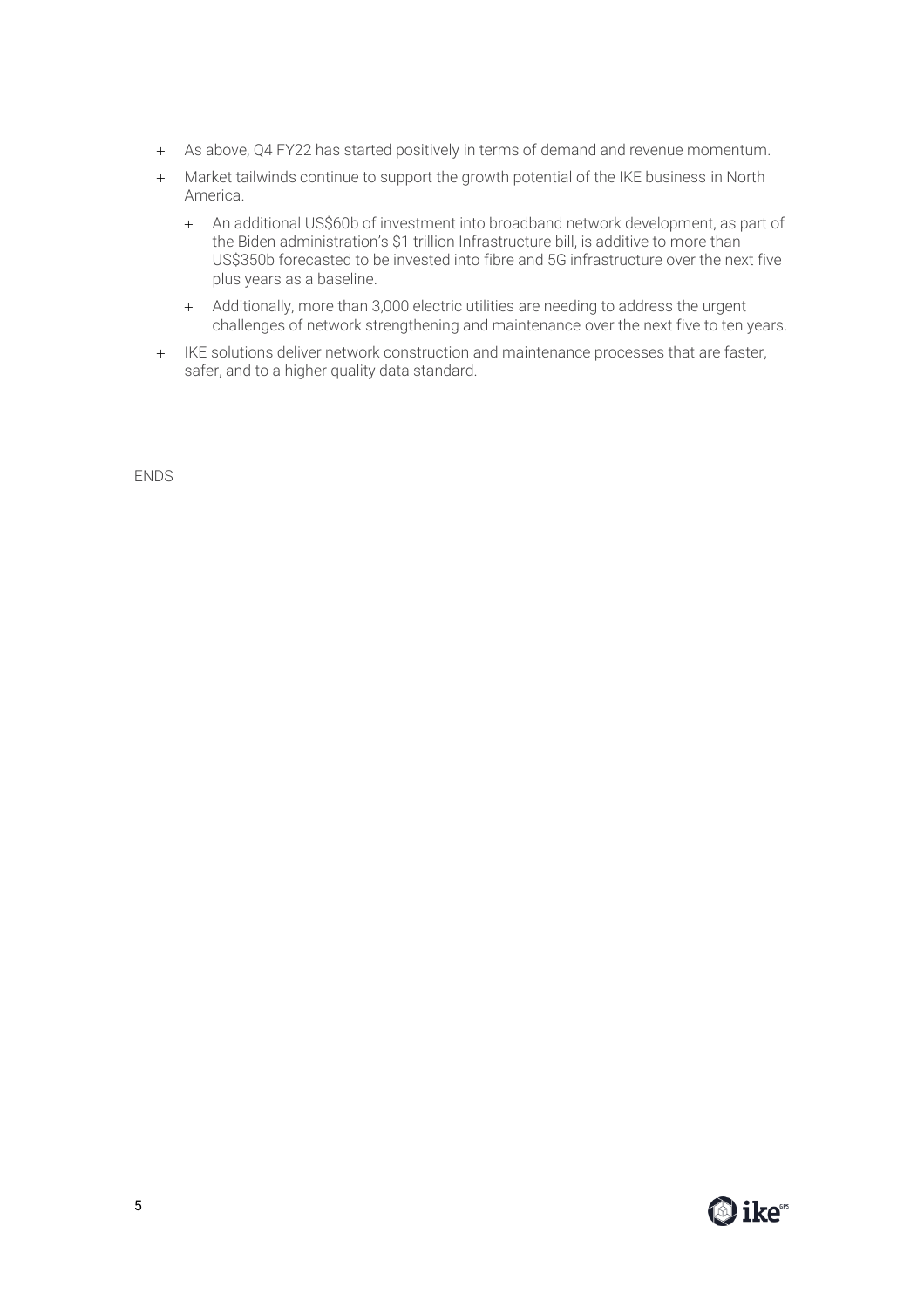- As above, Q4 FY22 has started positively in terms of demand and revenue momentum.
- Market tailwinds continue to support the growth potential of the IKE business in North America.
  - An additional US$60b of investment into broadband network development, as part of the Biden administration's $1 trillion Infrastructure bill, is additive to more than US$350b forecasted to be invested into fibre and 5G infrastructure over the next five plus years as a baseline.
  - Additionally, more than 3,000 electric utilities are needing to address the urgent challenges of network strengthening and maintenance over the next five to ten years.
- IKE solutions deliver network construction and maintenance processes that are faster, safer, and to a higher quality data standard.

ENDS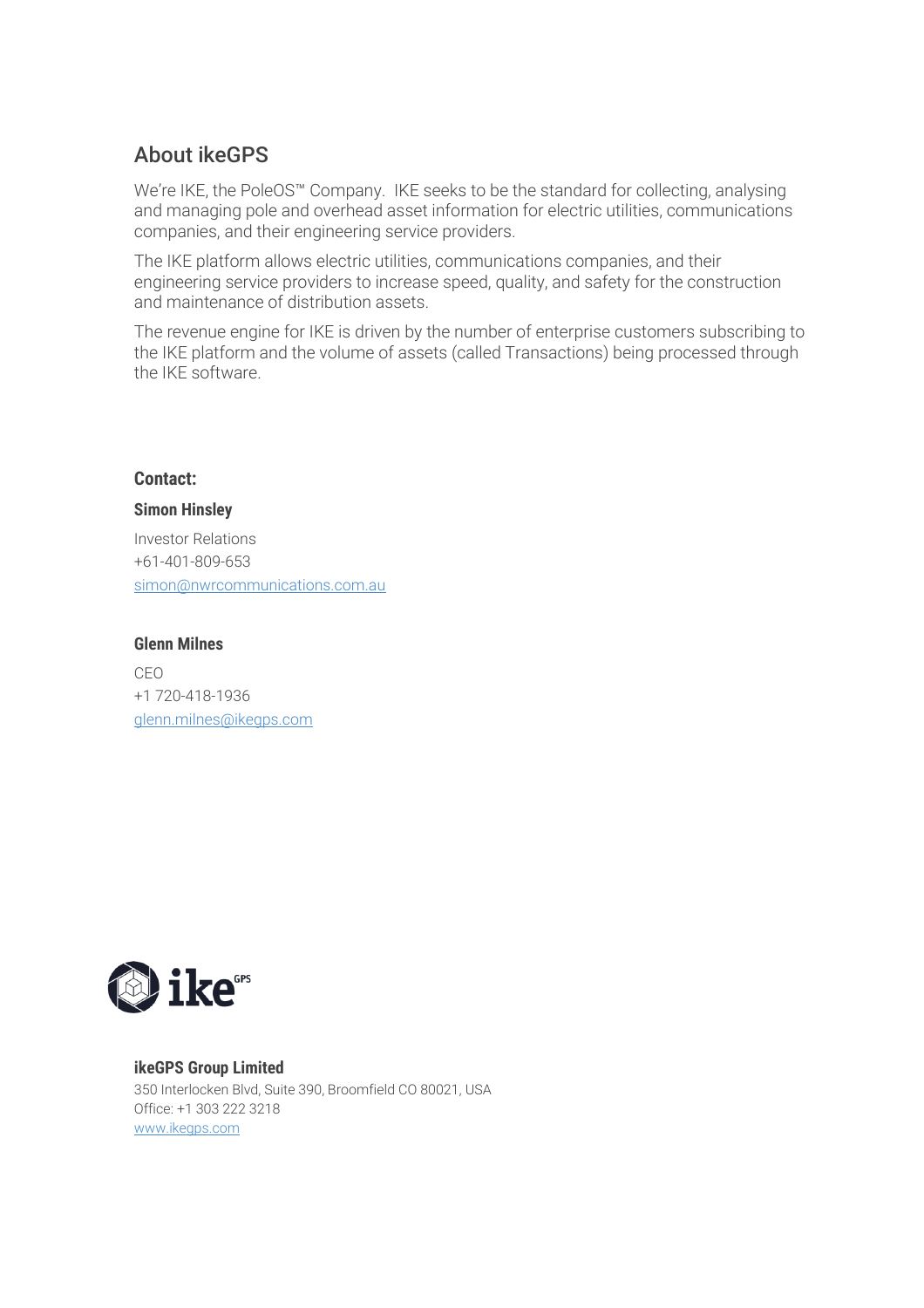## About ikeGPS

We're IKE, the PoleOS™ Company. IKE seeks to be the standard for collecting, analysing and managing pole and overhead asset information for electric utilities, communications companies, and their engineering service providers.

The IKE platform allows electric utilities, communications companies, and their engineering service providers to increase speed, quality, and safety for the construction and maintenance of distribution assets.

The revenue engine for IKE is driven by the number of enterprise customers subscribing to the IKE platform and the volume of assets (called Transactions) being processed through the IKE software.

**Contact:**

**Simon Hinsley**

Investor Relations
+61-401-809-653
simon@nwrcommunications.com.au

**Glenn Milnes**

CEO
+1 720-418-1936
glenn.milnes@ikegps.com

**ikeGPS Group Limited**
350 Interlocken Blvd, Suite 390, Broomfield CO 80021, USA
Office: +1 303 222 3218
www.ikegps.com